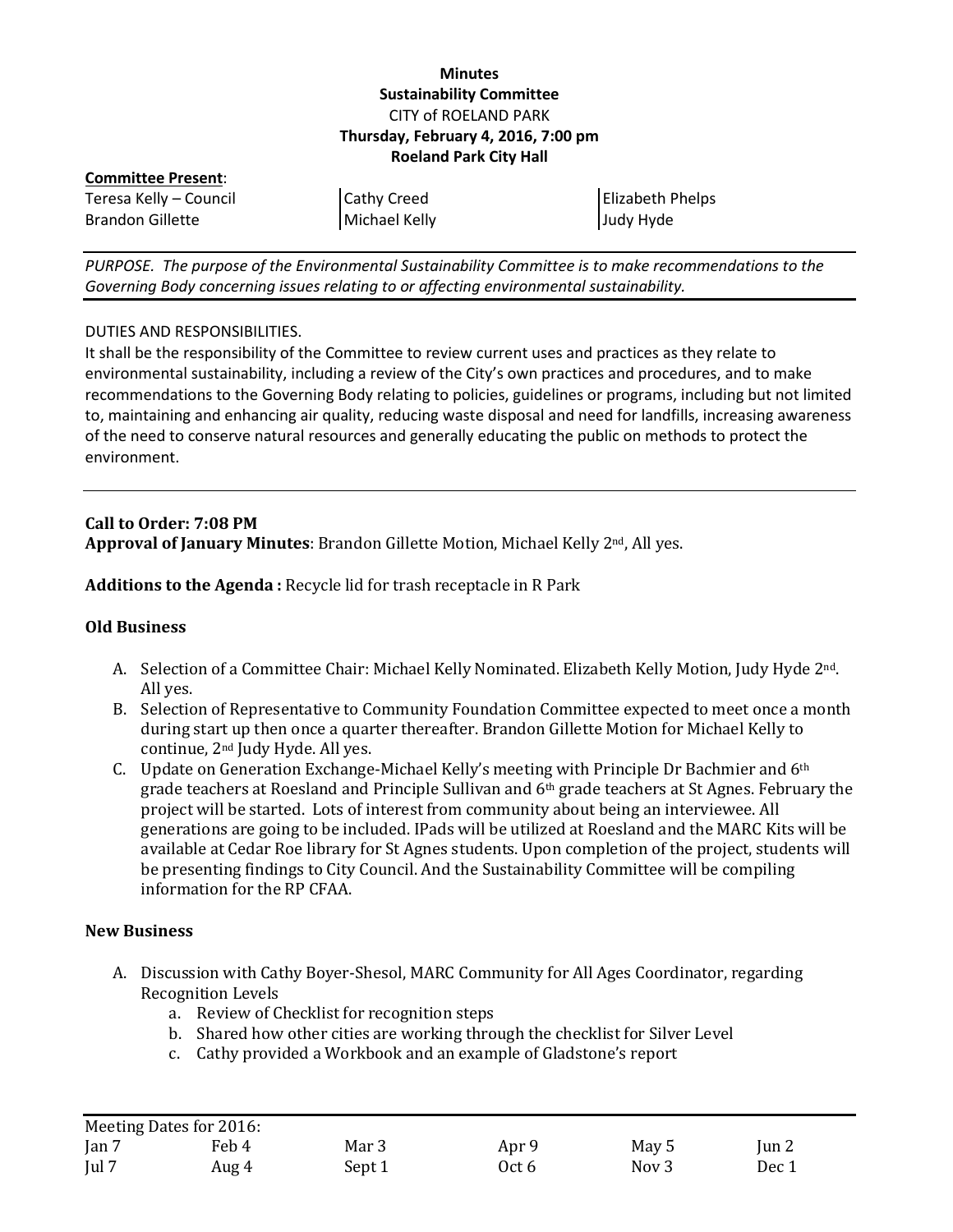**Minutes**
**Sustainability Committee**
CITY of ROELAND PARK
**Thursday, February 4, 2016, 7:00 pm**
**Roeland Park City Hall**

**Committee Present**:

| | | |
|---|---|---|
| Teresa Kelly – Council | Cathy Creed | Elizabeth Phelps |
| Brandon Gillette | Michael Kelly | Judy Hyde |

*PURPOSE. The purpose of the Environmental Sustainability Committee is to make recommendations to the Governing Body concerning issues relating to or affecting environmental sustainability.*

DUTIES AND RESPONSIBILITIES.
It shall be the responsibility of the Committee to review current uses and practices as they relate to environmental sustainability, including a review of the City's own practices and procedures, and to make recommendations to the Governing Body relating to policies, guidelines or programs, including but not limited to, maintaining and enhancing air quality, reducing waste disposal and need for landfills, increasing awareness of the need to conserve natural resources and generally educating the public on methods to protect the environment.

**Call to Order: 7:08 PM**
**Approval of January Minutes**: Brandon Gillette Motion, Michael Kelly 2nd, All yes.

**Additions to the Agenda :** Recycle lid for trash receptacle in R Park

**Old Business**

A. Selection of a Committee Chair: Michael Kelly Nominated. Elizabeth Kelly Motion, Judy Hyde 2nd. All yes.
B. Selection of Representative to Community Foundation Committee expected to meet once a month during start up then once a quarter thereafter. Brandon Gillette Motion for Michael Kelly to continue, 2nd Judy Hyde. All yes.
C. Update on Generation Exchange-Michael Kelly's meeting with Principle Dr Bachmier and 6th grade teachers at Roesland and Principle Sullivan and 6th grade teachers at St Agnes. February the project will be started. Lots of interest from community about being an interviewee. All generations are going to be included. IPads will be utilized at Roesland and the MARC Kits will be available at Cedar Roe library for St Agnes students. Upon completion of the project, students will be presenting findings to City Council. And the Sustainability Committee will be compiling information for the RP CFAA.

**New Business**

A. Discussion with Cathy Boyer-Shesol, MARC Community for All Ages Coordinator, regarding Recognition Levels
   a. Review of Checklist for recognition steps
   b. Shared how other cities are working through the checklist for Silver Level
   c. Cathy provided a Workbook and an example of Gladstone's report

Meeting Dates for 2016:

| | | | | | |
|---|---|---|---|---|---|
| Jan 7 | Feb 4 | Mar 3 | Apr 9 | May 5 | Jun 2 |
| Jul 7 | Aug 4 | Sept 1 | Oct 6 | Nov 3 | Dec 1 |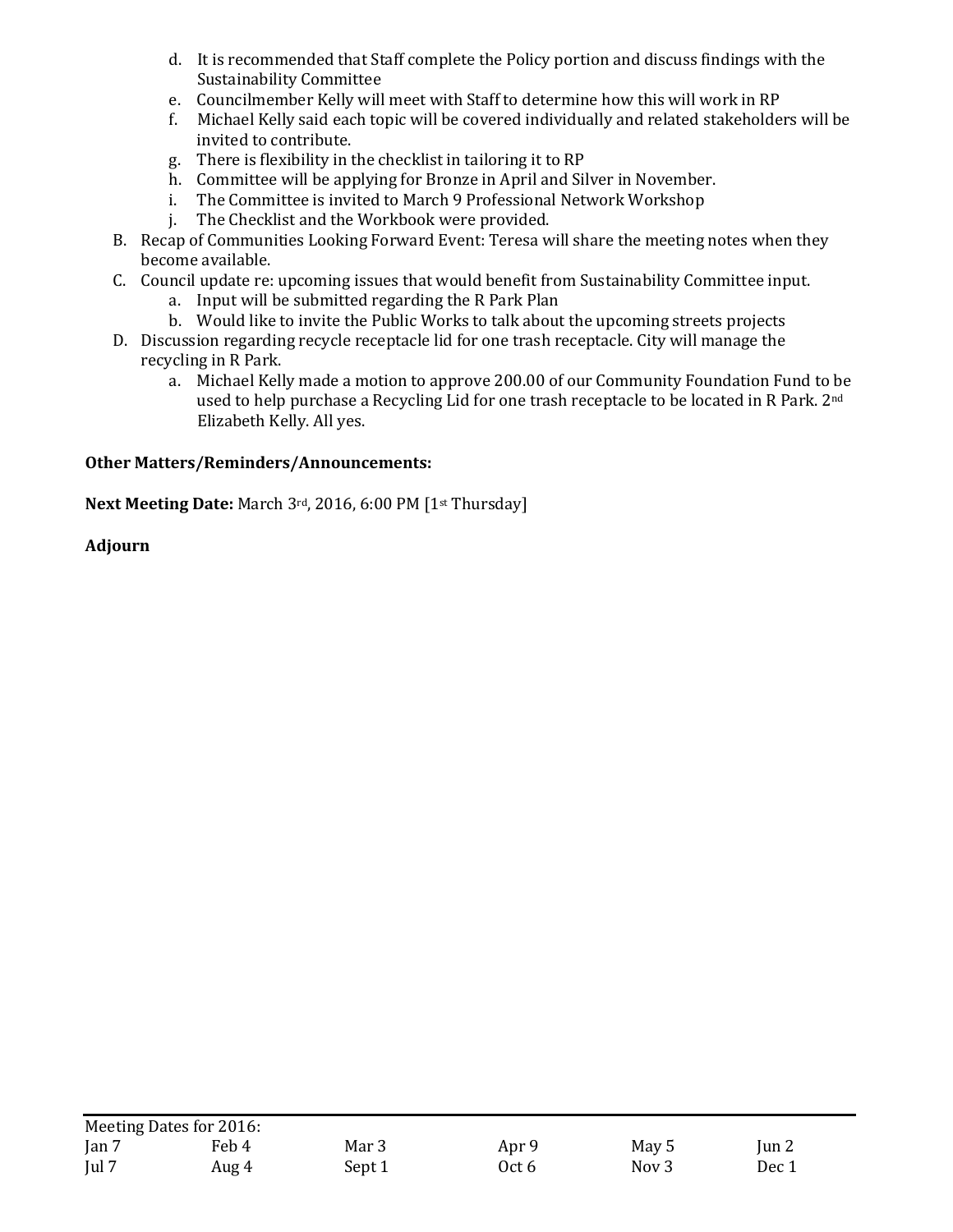d. It is recommended that Staff complete the Policy portion and discuss findings with the Sustainability Committee
e. Councilmember Kelly will meet with Staff to determine how this will work in RP
f. Michael Kelly said each topic will be covered individually and related stakeholders will be invited to contribute.
g. There is flexibility in the checklist in tailoring it to RP
h. Committee will be applying for Bronze in April and Silver in November.
i. The Committee is invited to March 9 Professional Network Workshop
j. The Checklist and the Workbook were provided.

B. Recap of Communities Looking Forward Event: Teresa will share the meeting notes when they become available.

C. Council update re: upcoming issues that would benefit from Sustainability Committee input.
   a. Input will be submitted regarding the R Park Plan
   b. Would like to invite the Public Works to talk about the upcoming streets projects

D. Discussion regarding recycle receptacle lid for one trash receptacle. City will manage the recycling in R Park.
   a. Michael Kelly made a motion to approve 200.00 of our Community Foundation Fund to be used to help purchase a Recycling Lid for one trash receptacle to be located in R Park. 2nd Elizabeth Kelly. All yes.

**Other Matters/Reminders/Announcements:**

**Next Meeting Date:** March 3rd, 2016, 6:00 PM [1st Thursday]

**Adjourn**

Meeting Dates for 2016:

| | | | | | |
|---|---|---|---|---|---|
| Jan 7 | Feb 4 | Mar 3 | Apr 9 | May 5 | Jun 2 |
| Jul 7 | Aug 4 | Sept 1 | Oct 6 | Nov 3 | Dec 1 |